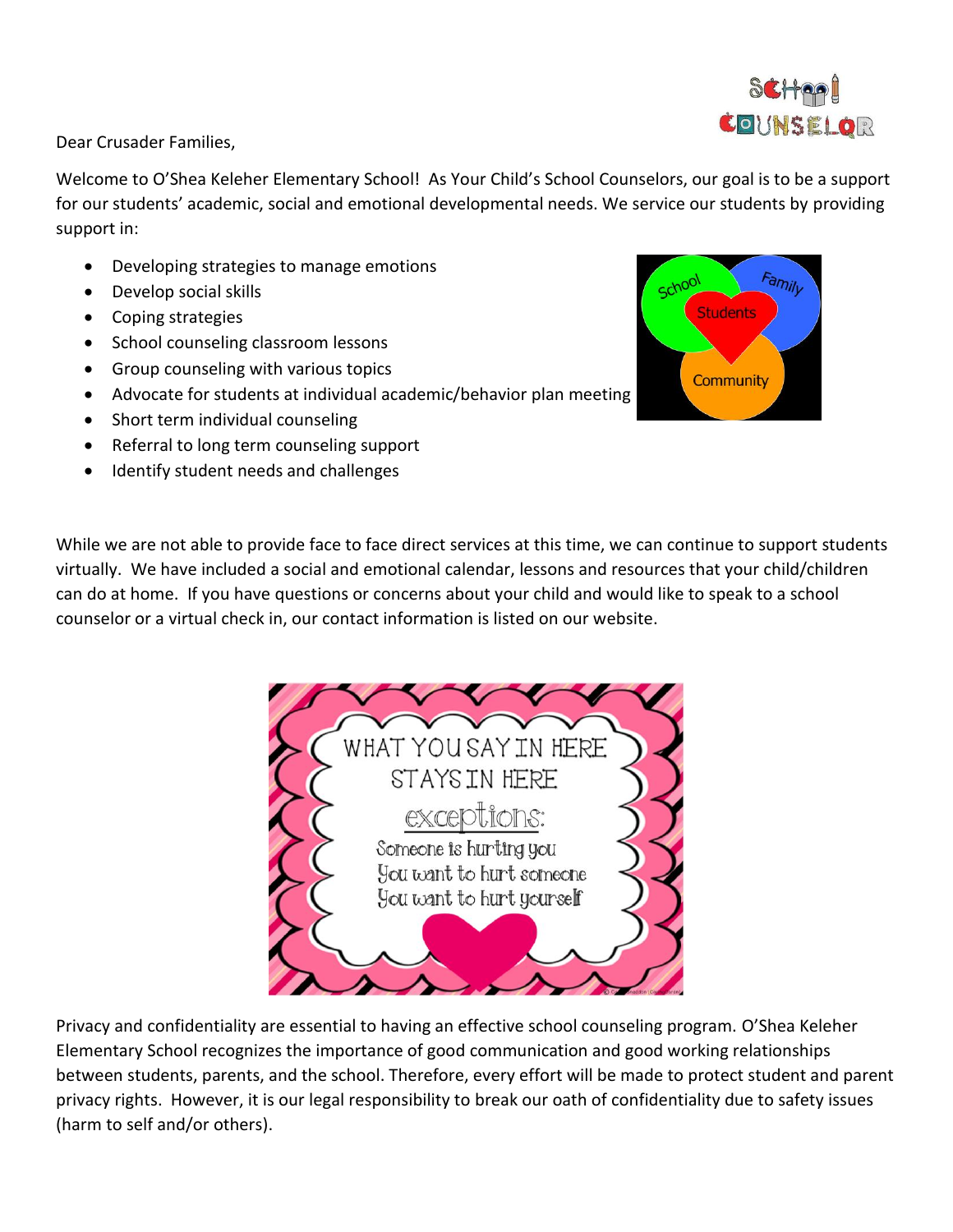Dear Crusader Families,

Welcome to O'Shea Keleher Elementary School! As Your Child's School Counselors, our goal is to be a support for our students' academic, social and emotional developmental needs. We service our students by providing support in:

- Developing strategies to manage emotions
- Develop social skills
- Coping strategies
- School counseling classroom lessons
- Group counseling with various topics
- Advocate for students at individual academic/behavior plan meeting
- Short term individual counseling
- Referral to long term counseling support
- Identify student needs and challenges

While we are not able to provide face to face direct services at this time, we can continue to support students virtually. We have included a social and emotional calendar, lessons and resources that your child/children can do at home. If you have questions or concerns about your child and would like to speak to a school counselor or a virtual check in, our contact information is listed on our website.

Privacy and confidentiality are essential to having an effective school counseling program. O'Shea Keleher Elementary School recognizes the importance of good communication and good working relationships between students, parents, and the school. Therefore, every effort will be made to protect student and parent privacy rights. However, it is our legal responsibility to break our oath of confidentiality due to safety issues (harm to self and/or others).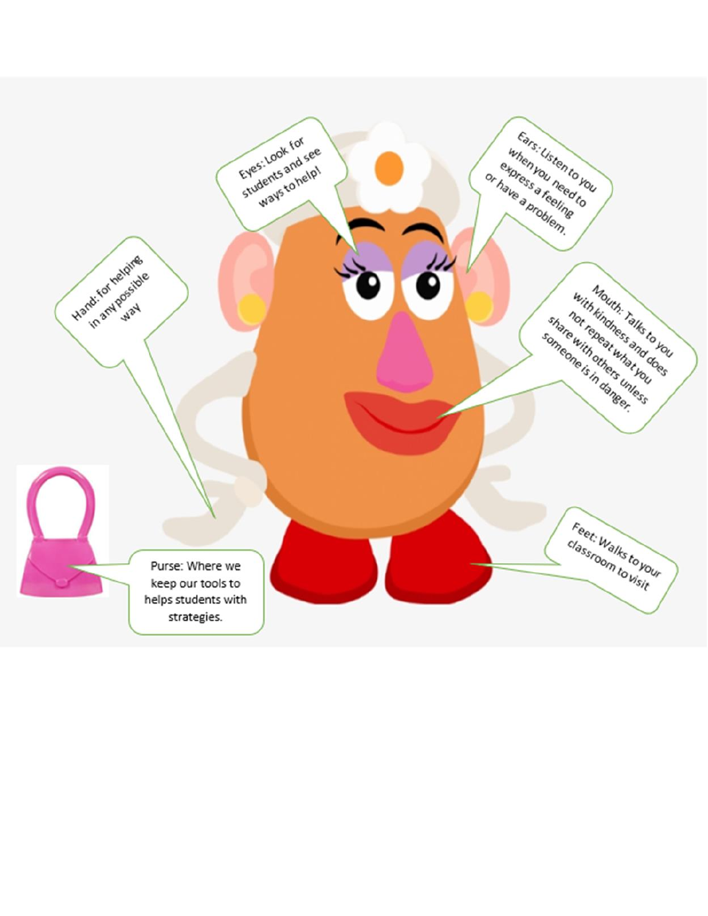Eyes: Look for students and see ways to help!

Ears: Listen to you when you need to express a feeling or have a problem.

Hand: for helping in any possible way

Mouth: Talks to you with kindness and does not repeat what you share with others unless someone is in danger.

Purse: Where we keep our tools to helps students with strategies.

Feet: Walks to your classroom to visit